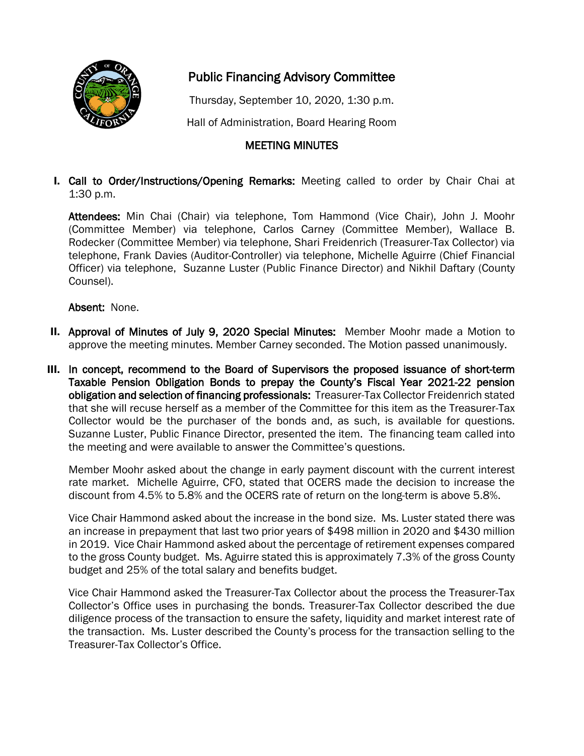# Public Financing Advisory Committee

Thursday, September 10, 2020, 1:30 p.m.

Hall of Administration, Board Hearing Room

## MEETING MINUTES

**I. Call to Order/Instructions/Opening Remarks:** Meeting called to order by Chair Chai at 1:30 p.m.

**Attendees:** Min Chai (Chair) via telephone, Tom Hammond (Vice Chair), John J. Moohr (Committee Member) via telephone, Carlos Carney (Committee Member), Wallace B. Rodecker (Committee Member) via telephone, Shari Freidenrich (Treasurer-Tax Collector) via telephone, Frank Davies (Auditor-Controller) via telephone, Michelle Aguirre (Chief Financial Officer) via telephone, Suzanne Luster (Public Finance Director) and Nikhil Daftary (County Counsel).

**Absent:** None.

**II. Approval of Minutes of July 9, 2020 Special Minutes:** Member Moohr made a Motion to approve the meeting minutes. Member Carney seconded. The Motion passed unanimously.

**III. In concept, recommend to the Board of Supervisors the proposed issuance of short-term Taxable Pension Obligation Bonds to prepay the County's Fiscal Year 2021-22 pension obligation and selection of financing professionals:** Treasurer-Tax Collector Freidenrich stated that she will recuse herself as a member of the Committee for this item as the Treasurer-Tax Collector would be the purchaser of the bonds and, as such, is available for questions. Suzanne Luster, Public Finance Director, presented the item. The financing team called into the meeting and were available to answer the Committee's questions.

Member Moohr asked about the change in early payment discount with the current interest rate market. Michelle Aguirre, CFO, stated that OCERS made the decision to increase the discount from 4.5% to 5.8% and the OCERS rate of return on the long-term is above 5.8%.

Vice Chair Hammond asked about the increase in the bond size. Ms. Luster stated there was an increase in prepayment that last two prior years of $498 million in 2020 and $430 million in 2019. Vice Chair Hammond asked about the percentage of retirement expenses compared to the gross County budget. Ms. Aguirre stated this is approximately 7.3% of the gross County budget and 25% of the total salary and benefits budget.

Vice Chair Hammond asked the Treasurer-Tax Collector about the process the Treasurer-Tax Collector's Office uses in purchasing the bonds. Treasurer-Tax Collector described the due diligence process of the transaction to ensure the safety, liquidity and market interest rate of the transaction. Ms. Luster described the County's process for the transaction selling to the Treasurer-Tax Collector's Office.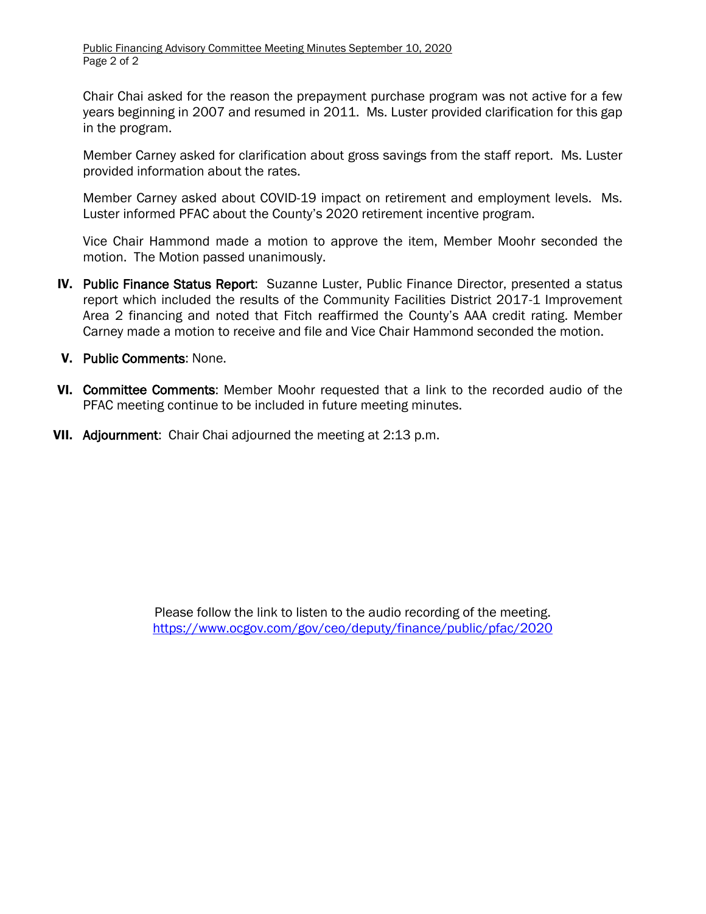Chair Chai asked for the reason the prepayment purchase program was not active for a few years beginning in 2007 and resumed in 2011. Ms. Luster provided clarification for this gap in the program.

Member Carney asked for clarification about gross savings from the staff report. Ms. Luster provided information about the rates.

Member Carney asked about COVID-19 impact on retirement and employment levels. Ms. Luster informed PFAC about the County's 2020 retirement incentive program.

Vice Chair Hammond made a motion to approve the item, Member Moohr seconded the motion. The Motion passed unanimously.

**IV.** **Public Finance Status Report**: Suzanne Luster, Public Finance Director, presented a status report which included the results of the Community Facilities District 2017-1 Improvement Area 2 financing and noted that Fitch reaffirmed the County's AAA credit rating. Member Carney made a motion to receive and file and Vice Chair Hammond seconded the motion.

**V.** **Public Comments**: None.

**VI.** **Committee Comments**: Member Moohr requested that a link to the recorded audio of the PFAC meeting continue to be included in future meeting minutes.

**VII.** **Adjournment**: Chair Chai adjourned the meeting at 2:13 p.m.

Please follow the link to listen to the audio recording of the meeting.
https://www.ocgov.com/gov/ceo/deputy/finance/public/pfac/2020